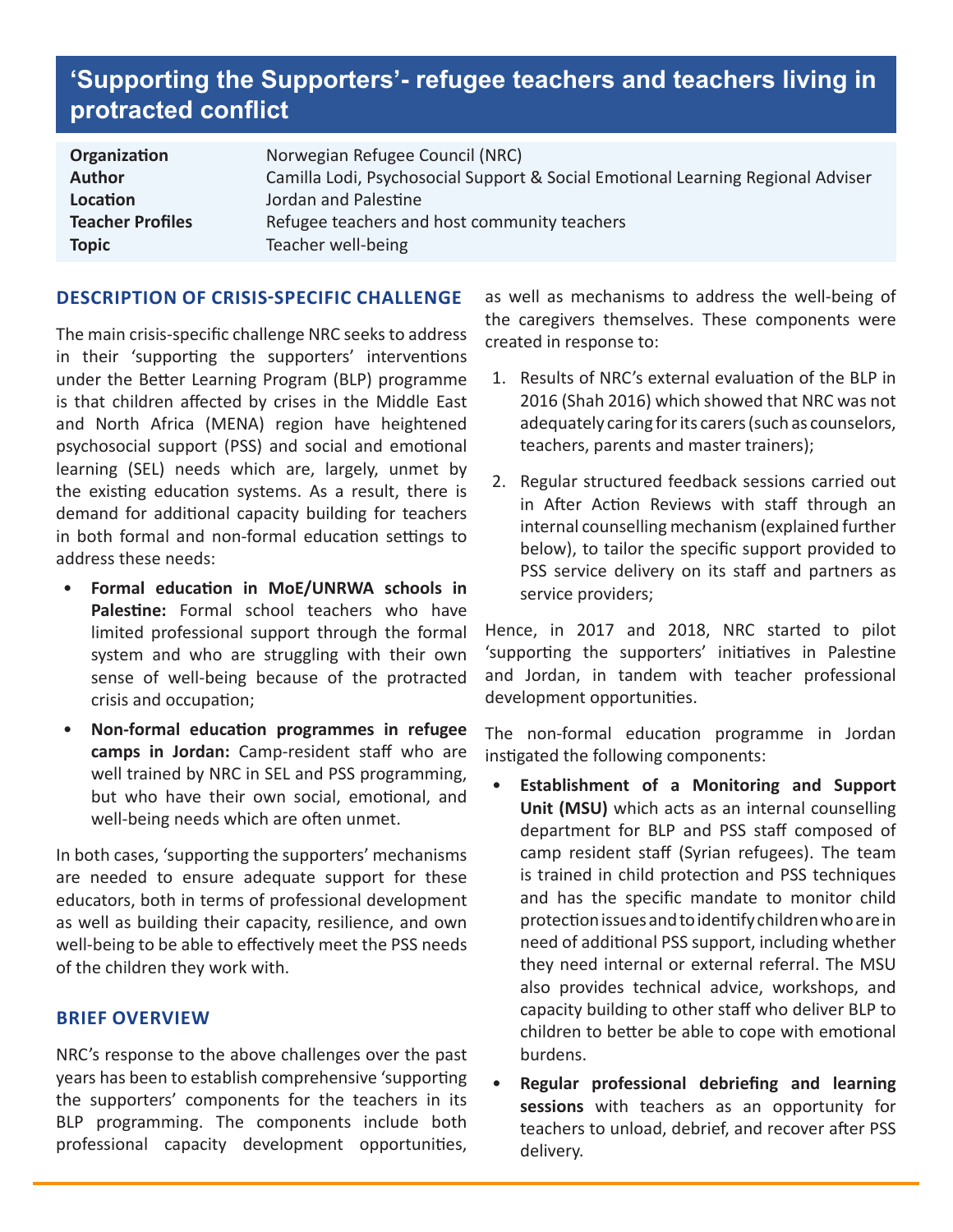# 'Supporting the Supporters'- refugee teachers and teachers living in protracted conflict

| | |
|---|---|
| **Organization** | Norwegian Refugee Council (NRC) |
| **Author** | Camilla Lodi, Psychosocial Support & Social Emotional Learning Regional Adviser |
| **Location** | Jordan and Palestine |
| **Teacher Profiles** | Refugee teachers and host community teachers |
| **Topic** | Teacher well-being |

## DESCRIPTION OF CRISIS-SPECIFIC CHALLENGE

The main crisis-specific challenge NRC seeks to address in their 'supporting the supporters' interventions under the Better Learning Program (BLP) programme is that children affected by crises in the Middle East and North Africa (MENA) region have heightened psychosocial support (PSS) and social and emotional learning (SEL) needs which are, largely, unmet by the existing education systems. As a result, there is demand for additional capacity building for teachers in both formal and non-formal education settings to address these needs:

- **Formal education in MoE/UNRWA schools in Palestine:** Formal school teachers who have limited professional support through the formal system and who are struggling with their own sense of well-being because of the protracted crisis and occupation;
- **Non-formal education programmes in refugee camps in Jordan:** Camp-resident staff who are well trained by NRC in SEL and PSS programming, but who have their own social, emotional, and well-being needs which are often unmet.

In both cases, 'supporting the supporters' mechanisms are needed to ensure adequate support for these educators, both in terms of professional development as well as building their capacity, resilience, and own well-being to be able to effectively meet the PSS needs of the children they work with.

## BRIEF OVERVIEW

NRC's response to the above challenges over the past years has been to establish comprehensive 'supporting the supporters' components for the teachers in its BLP programming. The components include both professional capacity development opportunities, as well as mechanisms to address the well-being of the caregivers themselves. These components were created in response to:

1. Results of NRC's external evaluation of the BLP in 2016 (Shah 2016) which showed that NRC was not adequately caring for its carers (such as counselors, teachers, parents and master trainers);
2. Regular structured feedback sessions carried out in After Action Reviews with staff through an internal counselling mechanism (explained further below), to tailor the specific support provided to PSS service delivery on its staff and partners as service providers;

Hence, in 2017 and 2018, NRC started to pilot 'supporting the supporters' initiatives in Palestine and Jordan, in tandem with teacher professional development opportunities.

The non-formal education programme in Jordan instigated the following components:

- **Establishment of a Monitoring and Support Unit (MSU)** which acts as an internal counselling department for BLP and PSS staff composed of camp resident staff (Syrian refugees). The team is trained in child protection and PSS techniques and has the specific mandate to monitor child protection issues and to identify children who are in need of additional PSS support, including whether they need internal or external referral. The MSU also provides technical advice, workshops, and capacity building to other staff who deliver BLP to children to better be able to cope with emotional burdens.
- **Regular professional debriefing and learning sessions** with teachers as an opportunity for teachers to unload, debrief, and recover after PSS delivery.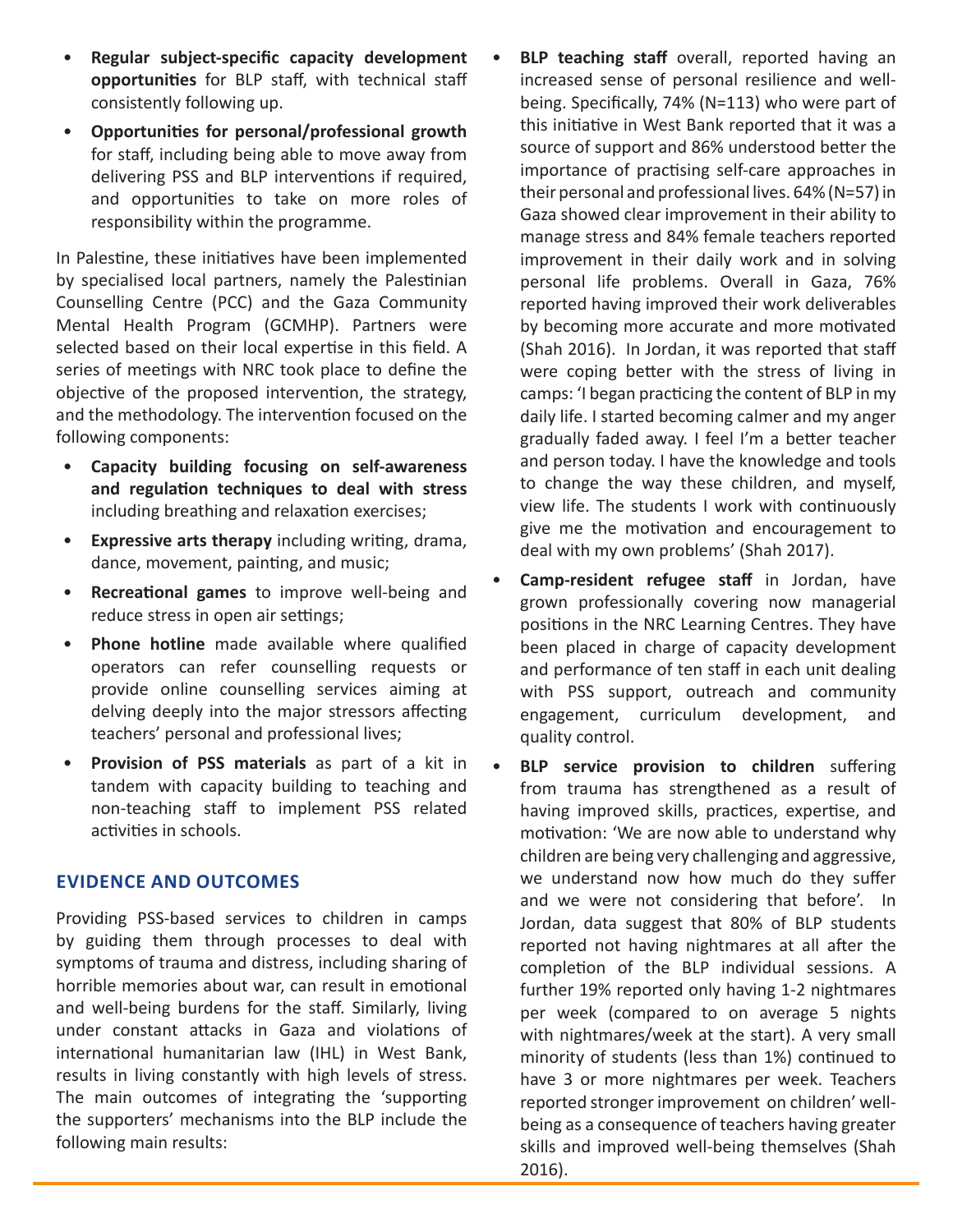- **Regular subject-specific capacity development opportunities** for BLP staff, with technical staff consistently following up.
- **Opportunities for personal/professional growth** for staff, including being able to move away from delivering PSS and BLP interventions if required, and opportunities to take on more roles of responsibility within the programme.

In Palestine, these initiatives have been implemented by specialised local partners, namely the Palestinian Counselling Centre (PCC) and the Gaza Community Mental Health Program (GCMHP). Partners were selected based on their local expertise in this field. A series of meetings with NRC took place to define the objective of the proposed intervention, the strategy, and the methodology. The intervention focused on the following components:

- **Capacity building focusing on self-awareness and regulation techniques to deal with stress** including breathing and relaxation exercises;
- **Expressive arts therapy** including writing, drama, dance, movement, painting, and music;
- **Recreational games** to improve well-being and reduce stress in open air settings;
- **Phone hotline** made available where qualified operators can refer counselling requests or provide online counselling services aiming at delving deeply into the major stressors affecting teachers' personal and professional lives;
- **Provision of PSS materials** as part of a kit in tandem with capacity building to teaching and non-teaching staff to implement PSS related activities in schools.

## EVIDENCE AND OUTCOMES

Providing PSS-based services to children in camps by guiding them through processes to deal with symptoms of trauma and distress, including sharing of horrible memories about war, can result in emotional and well-being burdens for the staff. Similarly, living under constant attacks in Gaza and violations of international humanitarian law (IHL) in West Bank, results in living constantly with high levels of stress. The main outcomes of integrating the 'supporting the supporters' mechanisms into the BLP include the following main results:

- **BLP teaching staff** overall, reported having an increased sense of personal resilience and well-being. Specifically, 74% (N=113) who were part of this initiative in West Bank reported that it was a source of support and 86% understood better the importance of practising self-care approaches in their personal and professional lives. 64% (N=57) in Gaza showed clear improvement in their ability to manage stress and 84% female teachers reported improvement in their daily work and in solving personal life problems. Overall in Gaza, 76% reported having improved their work deliverables by becoming more accurate and more motivated (Shah 2016). In Jordan, it was reported that staff were coping better with the stress of living in camps: 'I began practicing the content of BLP in my daily life. I started becoming calmer and my anger gradually faded away. I feel I'm a better teacher and person today. I have the knowledge and tools to change the way these children, and myself, view life. The students I work with continuously give me the motivation and encouragement to deal with my own problems' (Shah 2017).
- **Camp-resident refugee staff** in Jordan, have grown professionally covering now managerial positions in the NRC Learning Centres. They have been placed in charge of capacity development and performance of ten staff in each unit dealing with PSS support, outreach and community engagement, curriculum development, and quality control.
- **BLP service provision to children** suffering from trauma has strengthened as a result of having improved skills, practices, expertise, and motivation: 'We are now able to understand why children are being very challenging and aggressive, we understand now how much do they suffer and we were not considering that before'. In Jordan, data suggest that 80% of BLP students reported not having nightmares at all after the completion of the BLP individual sessions. A further 19% reported only having 1-2 nightmares per week (compared to on average 5 nights with nightmares/week at the start). A very small minority of students (less than 1%) continued to have 3 or more nightmares per week. Teachers reported stronger improvement on children' well-being as a consequence of teachers having greater skills and improved well-being themselves (Shah 2016).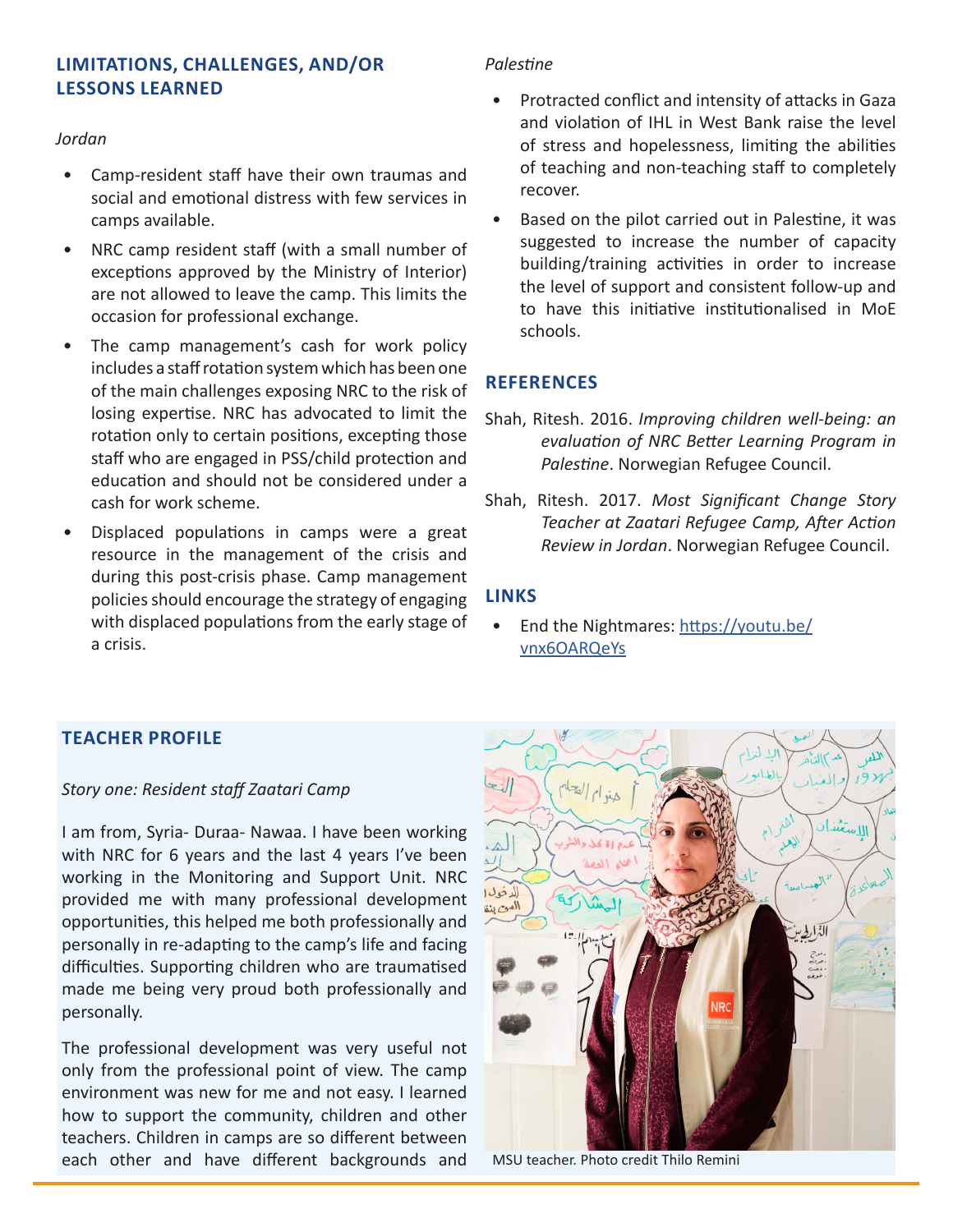## LIMITATIONS, CHALLENGES, AND/OR LESSONS LEARNED

*Jordan*

- Camp-resident staff have their own traumas and social and emotional distress with few services in camps available.
- NRC camp resident staff (with a small number of exceptions approved by the Ministry of Interior) are not allowed to leave the camp. This limits the occasion for professional exchange.
- The camp management's cash for work policy includes a staff rotation system which has been one of the main challenges exposing NRC to the risk of losing expertise. NRC has advocated to limit the rotation only to certain positions, excepting those staff who are engaged in PSS/child protection and education and should not be considered under a cash for work scheme.
- Displaced populations in camps were a great resource in the management of the crisis and during this post-crisis phase. Camp management policies should encourage the strategy of engaging with displaced populations from the early stage of a crisis.

*Palestine*

- Protracted conflict and intensity of attacks in Gaza and violation of IHL in West Bank raise the level of stress and hopelessness, limiting the abilities of teaching and non-teaching staff to completely recover.
- Based on the pilot carried out in Palestine, it was suggested to increase the number of capacity building/training activities in order to increase the level of support and consistent follow-up and to have this initiative institutionalised in MoE schools.

## REFERENCES

Shah, Ritesh. 2016. *Improving children well-being: an evaluation of NRC Better Learning Program in Palestine*. Norwegian Refugee Council.

Shah, Ritesh. 2017. *Most Significant Change Story Teacher at Zaatari Refugee Camp, After Action Review in Jordan*. Norwegian Refugee Council.

## LINKS

- End the Nightmares: https://youtu.be/vnx6OARQeYs

## TEACHER PROFILE

*Story one: Resident staff Zaatari Camp*

I am from, Syria- Duraa- Nawaa. I have been working with NRC for 6 years and the last 4 years I've been working in the Monitoring and Support Unit. NRC provided me with many professional development opportunities, this helped me both professionally and personally in re-adapting to the camp's life and facing difficulties. Supporting children who are traumatised made me being very proud both professionally and personally.

The professional development was very useful not only from the professional point of view. The camp environment was new for me and not easy. I learned how to support the community, children and other teachers. Children in camps are so different between each other and have different backgrounds and

MSU teacher. Photo credit Thilo Remini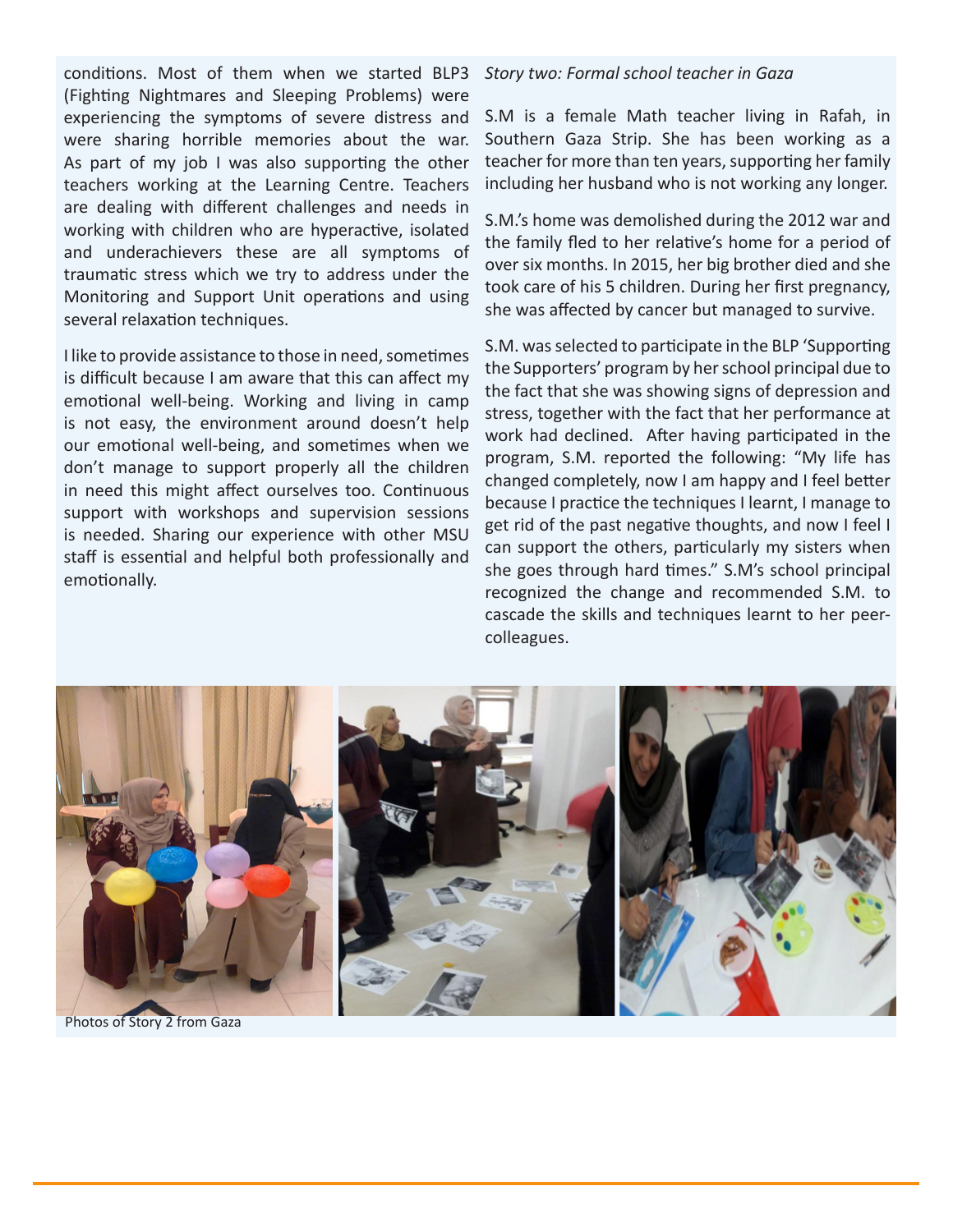conditions. Most of them when we started BLP3 (Fighting Nightmares and Sleeping Problems) were experiencing the symptoms of severe distress and were sharing horrible memories about the war. As part of my job I was also supporting the other teachers working at the Learning Centre. Teachers are dealing with different challenges and needs in working with children who are hyperactive, isolated and underachievers these are all symptoms of traumatic stress which we try to address under the Monitoring and Support Unit operations and using several relaxation techniques.

I like to provide assistance to those in need, sometimes is difficult because I am aware that this can affect my emotional well-being. Working and living in camp is not easy, the environment around doesn't help our emotional well-being, and sometimes when we don't manage to support properly all the children in need this might affect ourselves too. Continuous support with workshops and supervision sessions is needed. Sharing our experience with other MSU staff is essential and helpful both professionally and emotionally.

*Story two: Formal school teacher in Gaza*

S.M is a female Math teacher living in Rafah, in Southern Gaza Strip. She has been working as a teacher for more than ten years, supporting her family including her husband who is not working any longer.

S.M.'s home was demolished during the 2012 war and the family fled to her relative's home for a period of over six months. In 2015, her big brother died and she took care of his 5 children. During her first pregnancy, she was affected by cancer but managed to survive.

S.M. was selected to participate in the BLP 'Supporting the Supporters' program by her school principal due to the fact that she was showing signs of depression and stress, together with the fact that her performance at work had declined. After having participated in the program, S.M. reported the following: "My life has changed completely, now I am happy and I feel better because I practice the techniques I learnt, I manage to get rid of the past negative thoughts, and now I feel I can support the others, particularly my sisters when she goes through hard times." S.M's school principal recognized the change and recommended S.M. to cascade the skills and techniques learnt to her peer-colleagues.

Photos of Story 2 from Gaza